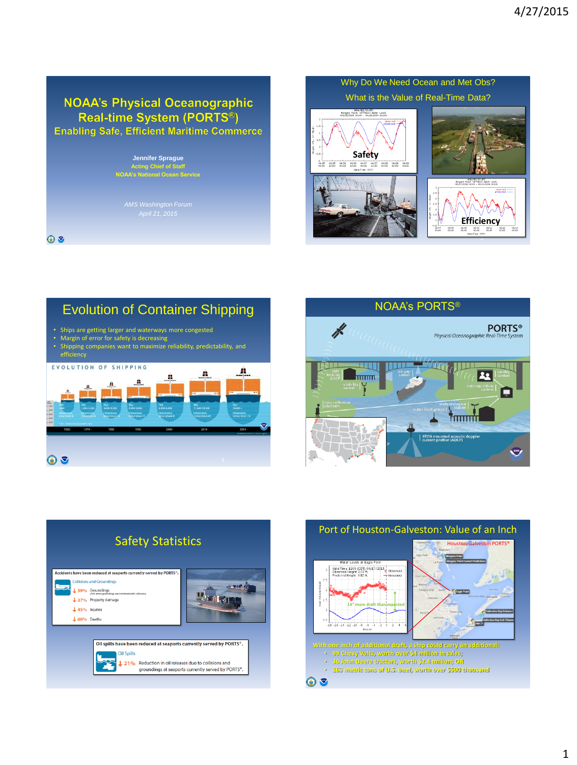## NOAA's Physical Oceanographic Real-time System (PORTS®)

### Enabling Safe, Efficient Maritime Commerce

**Jennifer Sprague**
Acting Chief of Staff
NOAA's National Ocean Service

*AMS Washington Forum*
*April 21, 2015*

---

## Why Do We Need Ocean and Met Obs?

## What is the Value of Real-Time Data?

Safety

Efficiency

---

## Evolution of Container Shipping

- Ships are getting larger and waterways more congested
- Margin of error for safety is decreasing
- Shipping companies want to maximize reliability, predictability, and efficiency

EVOLUTION OF SHIPPING

---

## NOAA's PORTS®

PORTS®
*Physical Oceanographic Real-Time System*

---

## Safety Statistics

**Accidents have been reduced at seaports currently served by PORTS®.**

Collisions and Groundings

- ↓ 59% Groundings
- ↓ 37% Property damage
- ↓ 45% Injuries
- ↓ 60% Deaths

**Oil spills have been reduced at seaports currently served by PORTS®.**

Oil Spills

- ↓ 21% Reduction in oil releases due to collisions and groundings at seaports currently served by PORTS®.

---

## Port of Houston-Galveston: Value of an Inch

Houston-Galveston PORTS®

14" more draft than expected

With one inch of additional draft, a ship could carry an additional:

- 99 Chevy Volts, worth over $4 million in sales;
- 36 John Deere tractors, worth $2.4 million; OR
- 163 metric tons of U.S. beef, worth over $500 thousand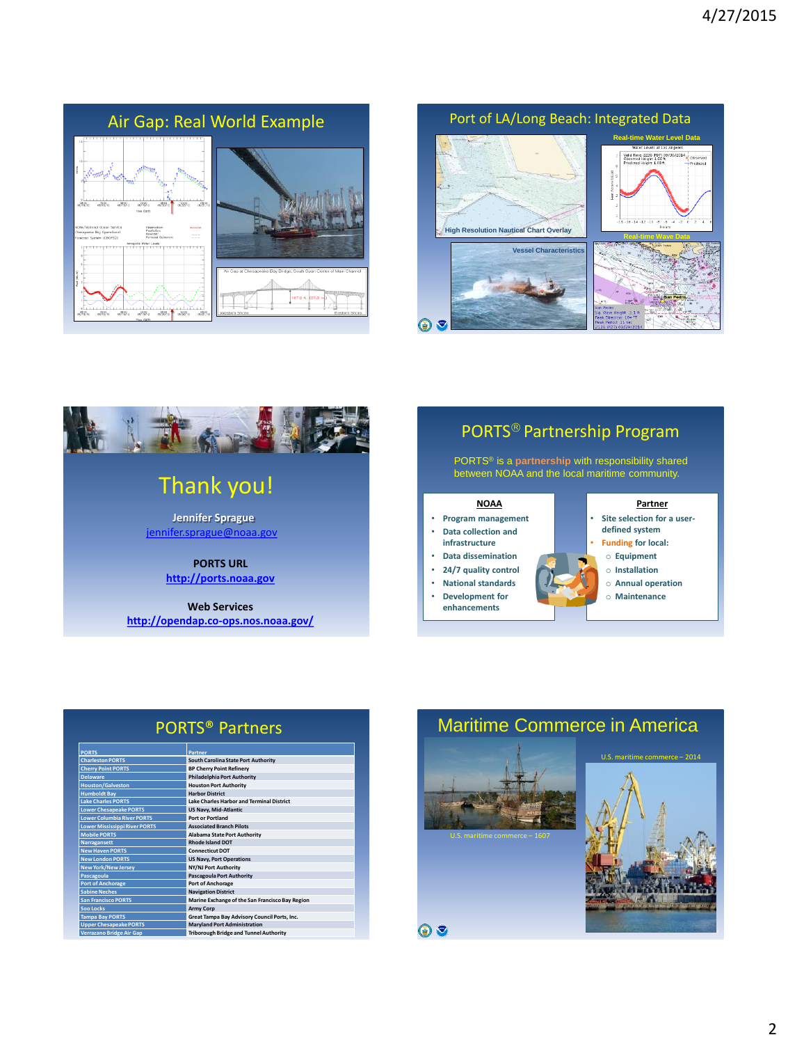## Air Gap: Real World Example

Air Gap at Chesapeake Bay Bridge, South Span Center of Main Channel

## Port of LA/Long Beach: Integrated Data

Real-time Water Level Data

High Resolution Nautical Chart Overlay

Vessel Characteristics

Real-time Wave Data

## Thank you!

**Jennifer Sprague**
jennifer.sprague@noaa.gov

**PORTS URL**
**http://ports.noaa.gov**

**Web Services**
**http://opendap.co-ops.nos.noaa.gov/**

## PORTS® Partnership Program

PORTS® is a **partnership** with responsibility shared between NOAA and the local maritime community.

**NOAA**

- Program management
- Data collection and infrastructure
- Data dissemination
- 24/7 quality control
- National standards
- Development for enhancements

**Partner**

- Site selection for a user-defined system
- **Funding** for local:
  - Equipment
  - Installation
  - Annual operation
  - Maintenance

## PORTS® Partners

| PORTS | Partner |
|---|---|
| Charleston PORTS | South Carolina State Port Authority |
| Cherry Point PORTS | BP Cherry Point Refinery |
| Delaware | Philadelphia Port Authority |
| Houston/Galveston | Houston Port Authority |
| Humboldt Bay | Harbor District |
| Lake Charles PORTS | Lake Charles Harbor and Terminal District |
| Lower Chesapeake PORTS | US Navy, Mid-Atlantic |
| Lower Columbia River PORTS | Port or Portland |
| Lower Mississippi River PORTS | Associated Branch Pilots |
| Mobile PORTS | Alabama State Port Authority |
| Narragansett | Rhode Island DOT |
| New Haven PORTS | Connecticut DOT |
| New London PORTS | US Navy, Port Operations |
| New York/New Jersey | NY/NJ Port Authority |
| Pascagoula | Pascagoula Port Authority |
| Port of Anchorage | Port of Anchorage |
| Sabine Neches | Navigation District |
| San Francisco PORTS | Marine Exchange of the San Francisco Bay Region |
| Soo Locks | Army Corp |
| Tampa Bay PORTS | Great Tampa Bay Advisory Council Ports, Inc. |
| Upper Chesapeake PORTS | Maryland Port Administration |
| Verrazano Bridge Air Gap | Triborough Bridge and Tunnel Authority |

## Maritime Commerce in America

U.S. maritime commerce – 1607

U.S. maritime commerce – 2014